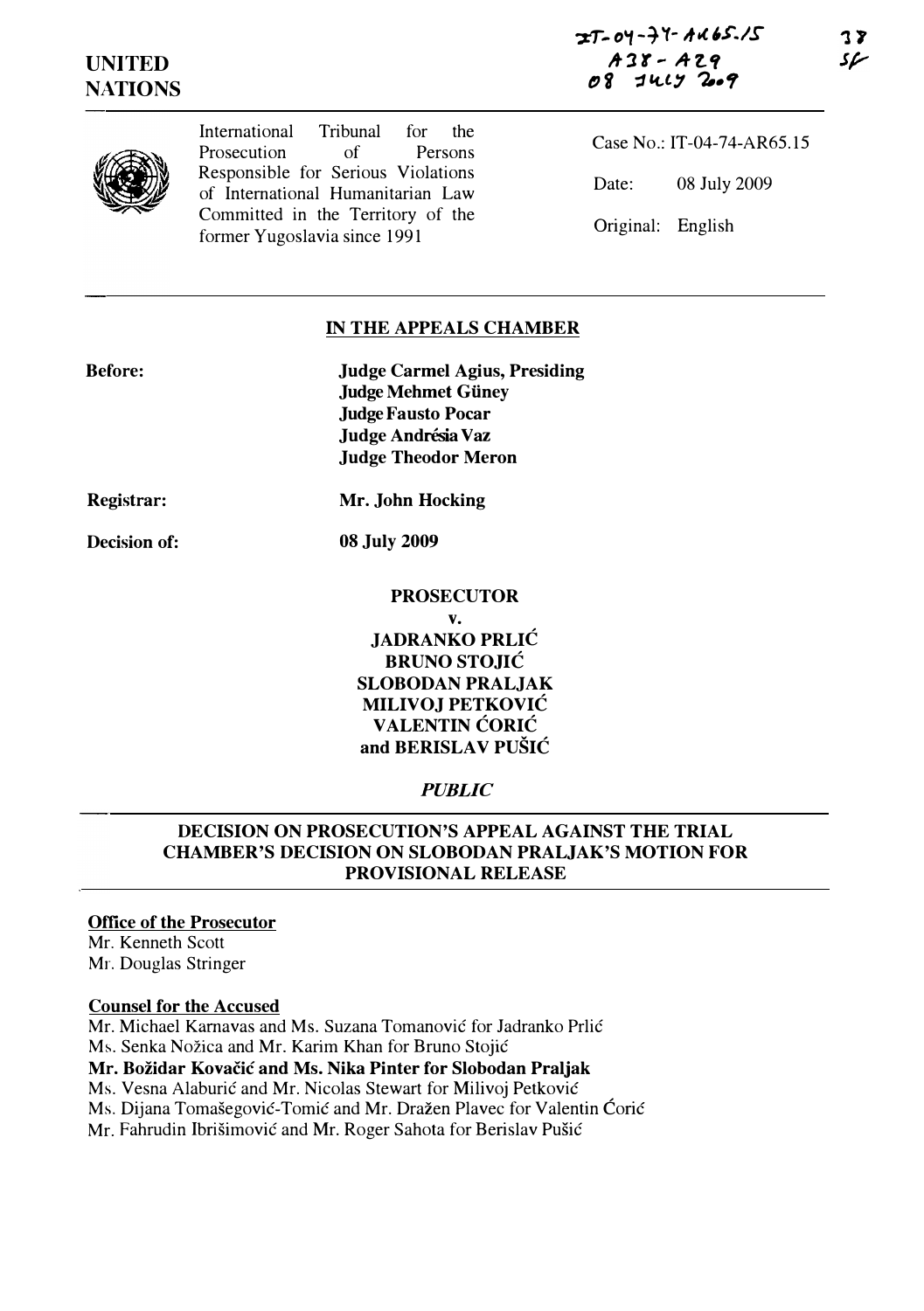IT-04-74-AR65.15
A38 - A29
08 JULY 2009

38
SF

**UNITED NATIONS**

International Tribunal for the Prosecution of Persons Responsible for Serious Violations of International Humanitarian Law Committed in the Territory of the former Yugoslavia since 1991

Case No.: IT-04-74-AR65.15

Date: 08 July 2009

Original: English

## IN THE APPEALS CHAMBER

**Before:**

**Judge Carmel Agius, Presiding**
**Judge Mehmet Güney**
**Judge Fausto Pocar**
**Judge Andrésia Vaz**
**Judge Theodor Meron**

**Registrar:** **Mr. John Hocking**

**Decision of:** **08 July 2009**

**PROSECUTOR**

**v.**

**JADRANKO PRLIĆ**
**BRUNO STOJIĆ**
**SLOBODAN PRALJAK**
**MILIVOJ PETKOVIĆ**
**VALENTIN ĆORIĆ**
**and BERISLAV PUŠIĆ**

*PUBLIC*

## DECISION ON PROSECUTION'S APPEAL AGAINST THE TRIAL CHAMBER'S DECISION ON SLOBODAN PRALJAK'S MOTION FOR PROVISIONAL RELEASE

**Office of the Prosecutor**
Mr. Kenneth Scott
Mr. Douglas Stringer

**Counsel for the Accused**
Mr. Michael Karnavas and Ms. Suzana Tomanović for Jadranko Prlić
Ms. Senka Nožica and Mr. Karim Khan for Bruno Stojić
**Mr. Božidar Kovačić and Ms. Nika Pinter for Slobodan Praljak**
Ms. Vesna Alaburić and Mr. Nicolas Stewart for Milivoj Petković
Ms. Dijana Tomašegović-Tomić and Mr. Dražen Plavec for Valentin Ćorić
Mr. Fahrudin Ibrišimović and Mr. Roger Sahota for Berislav Pušić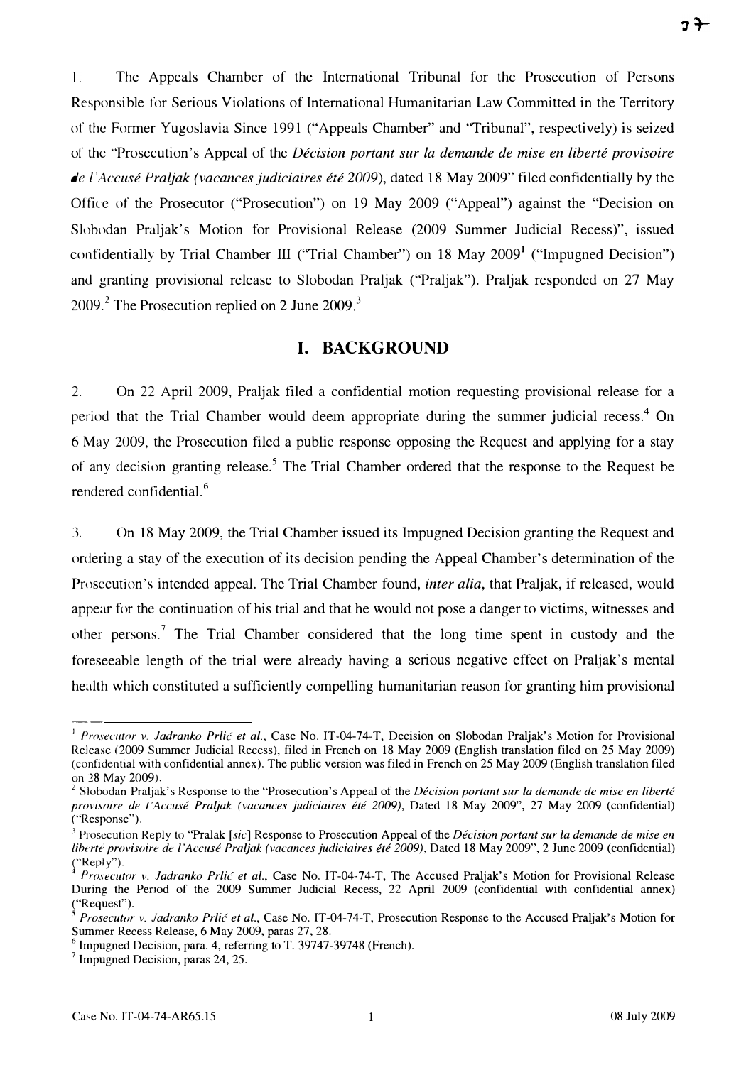1. The Appeals Chamber of the International Tribunal for the Prosecution of Persons Responsible for Serious Violations of International Humanitarian Law Committed in the Territory of the Former Yugoslavia Since 1991 ("Appeals Chamber" and "Tribunal", respectively) is seized of the "Prosecution's Appeal of the *Décision portant sur la demande de mise en liberté provisoire de l'Accusé Praljak (vacances judiciaires été 2009)*, dated 18 May 2009" filed confidentially by the Office of the Prosecutor ("Prosecution") on 19 May 2009 ("Appeal") against the "Decision on Slobodan Praljak's Motion for Provisional Release (2009 Summer Judicial Recess)", issued confidentially by Trial Chamber III ("Trial Chamber") on 18 May 2009[1] ("Impugned Decision") and granting provisional release to Slobodan Praljak ("Praljak"). Praljak responded on 27 May 2009.[2] The Prosecution replied on 2 June 2009.[3]

## I. BACKGROUND

2. On 22 April 2009, Praljak filed a confidential motion requesting provisional release for a period that the Trial Chamber would deem appropriate during the summer judicial recess.[4] On 6 May 2009, the Prosecution filed a public response opposing the Request and applying for a stay of any decision granting release.[5] The Trial Chamber ordered that the response to the Request be rendered confidential.[6]

3. On 18 May 2009, the Trial Chamber issued its Impugned Decision granting the Request and ordering a stay of the execution of its decision pending the Appeal Chamber's determination of the Prosecution's intended appeal. The Trial Chamber found, *inter alia*, that Praljak, if released, would appear for the continuation of his trial and that he would not pose a danger to victims, witnesses and other persons.[7] The Trial Chamber considered that the long time spent in custody and the foreseeable length of the trial were already having a serious negative effect on Praljak's mental health which constituted a sufficiently compelling humanitarian reason for granting him provisional

---

[1] *Prosecutor v. Jadranko Prlić et al.*, Case No. IT-04-74-T, Decision on Slobodan Praljak's Motion for Provisional Release (2009 Summer Judicial Recess), filed in French on 18 May 2009 (English translation filed on 25 May 2009) (confidential with confidential annex). The public version was filed in French on 25 May 2009 (English translation filed on 28 May 2009).

[2] Slobodan Praljak's Response to the "Prosecution's Appeal of the *Décision portant sur la demande de mise en liberté provisoire de l'Accusé Praljak (vacances judiciaires été 2009)*, Dated 18 May 2009", 27 May 2009 (confidential) ("Response").

[3] Prosecution Reply to "Pralak [*sic*] Response to Prosecution Appeal of the *Décision portant sur la demande de mise en liberte provisoire de l'Accusé Praljak (vacances judiciaires été 2009)*, Dated 18 May 2009", 2 June 2009 (confidential) ("Reply").

[4] *Prosecutor v. Jadranko Prlić et al.*, Case No. IT-04-74-T, The Accused Praljak's Motion for Provisional Release During the Period of the 2009 Summer Judicial Recess, 22 April 2009 (confidential with confidential annex) ("Request").

[5] *Prosecutor v. Jadranko Prlić et al.*, Case No. IT-04-74-T, Prosecution Response to the Accused Praljak's Motion for Summer Recess Release, 6 May 2009, paras 27, 28.

[6] Impugned Decision, para. 4, referring to T. 39747-39748 (French).

[7] Impugned Decision, paras 24, 25.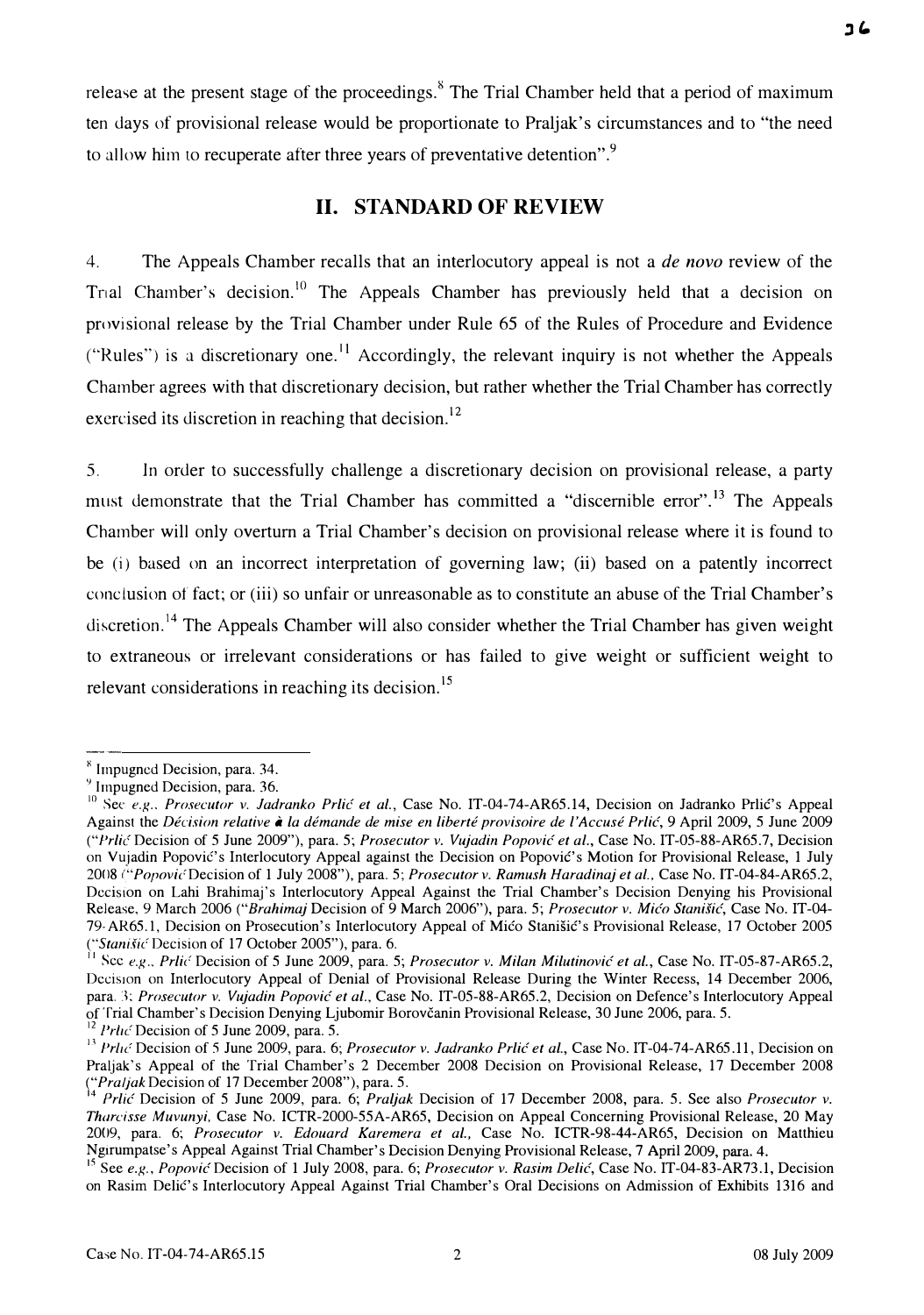release at the present stage of the proceedings.[8] The Trial Chamber held that a period of maximum ten days of provisional release would be proportionate to Praljak's circumstances and to "the need to allow him to recuperate after three years of preventative detention".[9]

## II. STANDARD OF REVIEW

4. The Appeals Chamber recalls that an interlocutory appeal is not a *de novo* review of the Trial Chamber's decision.[10] The Appeals Chamber has previously held that a decision on provisional release by the Trial Chamber under Rule 65 of the Rules of Procedure and Evidence ("Rules") is a discretionary one.[11] Accordingly, the relevant inquiry is not whether the Appeals Chamber agrees with that discretionary decision, but rather whether the Trial Chamber has correctly exercised its discretion in reaching that decision.[12]

5. In order to successfully challenge a discretionary decision on provisional release, a party must demonstrate that the Trial Chamber has committed a "discernible error".[13] The Appeals Chamber will only overturn a Trial Chamber's decision on provisional release where it is found to be (i) based on an incorrect interpretation of governing law; (ii) based on a patently incorrect conclusion of fact; or (iii) so unfair or unreasonable as to constitute an abuse of the Trial Chamber's discretion.[14] The Appeals Chamber will also consider whether the Trial Chamber has given weight to extraneous or irrelevant considerations or has failed to give weight or sufficient weight to relevant considerations in reaching its decision.[15]

---

[8] Impugned Decision, para. 34.

[9] Impugned Decision, para. 36.

[10] See *e.g.*, *Prosecutor v. Jadranko Prlić et al.*, Case No. IT-04-74-AR65.14, Decision on Jadranko Prlić's Appeal Against the *Décision relative à la démande de mise en liberté provisoire de l'Accusé Prlić*, 9 April 2009, 5 June 2009 ("*Prlić* Decision of 5 June 2009"), para. 5; *Prosecutor v. Vujadin Popović et al.*, Case No. IT-05-88-AR65.7, Decision on Vujadin Popović's Interlocutory Appeal against the Decision on Popović's Motion for Provisional Release, 1 July 2008 ("*Popović* Decision of 1 July 2008"), para. 5; *Prosecutor v. Ramush Haradinaj et al.*, Case No. IT-04-84-AR65.2, Decision on Lahi Brahimaj's Interlocutory Appeal Against the Trial Chamber's Decision Denying his Provisional Release, 9 March 2006 ("*Brahimaj* Decision of 9 March 2006"), para. 5; *Prosecutor v. Mićo Stanišić*, Case No. IT-04-79-AR65.1, Decision on Prosecution's Interlocutory Appeal of Mićo Stanišić's Provisional Release, 17 October 2005 ("*Stanišić* Decision of 17 October 2005"), para. 6.

[11] See *e.g.*, *Prlić* Decision of 5 June 2009, para. 5; *Prosecutor v. Milan Milutinović et al.*, Case No. IT-05-87-AR65.2, Decision on Interlocutory Appeal of Denial of Provisional Release During the Winter Recess, 14 December 2006, para. 3; *Prosecutor v. Vujadin Popović et al.*, Case No. IT-05-88-AR65.2, Decision on Defence's Interlocutory Appeal of Trial Chamber's Decision Denying Ljubomir Borovčanin Provisional Release, 30 June 2006, para. 5.

[12] *Prlić* Decision of 5 June 2009, para. 5.

[13] *Prlić* Decision of 5 June 2009, para. 6; *Prosecutor v. Jadranko Prlić et al.*, Case No. IT-04-74-AR65.11, Decision on Praljak's Appeal of the Trial Chamber's 2 December 2008 Decision on Provisional Release, 17 December 2008 ("*Praljak* Decision of 17 December 2008"), para. 5.

[14] *Prlić* Decision of 5 June 2009, para. 6; *Praljak* Decision of 17 December 2008, para. 5. See also *Prosecutor v. Tharcisse Muvunyi*, Case No. ICTR-2000-55A-AR65, Decision on Appeal Concerning Provisional Release, 20 May 2009, para. 6; *Prosecutor v. Edouard Karemera et al.*, Case No. ICTR-98-44-AR65, Decision on Matthieu Ngirumpatse's Appeal Against Trial Chamber's Decision Denying Provisional Release, 7 April 2009, para. 4.

[15] See *e.g.*, *Popović* Decision of 1 July 2008, para. 6; *Prosecutor v. Rasim Delić*, Case No. IT-04-83-AR73.1, Decision on Rasim Delić's Interlocutory Appeal Against Trial Chamber's Oral Decisions on Admission of Exhibits 1316 and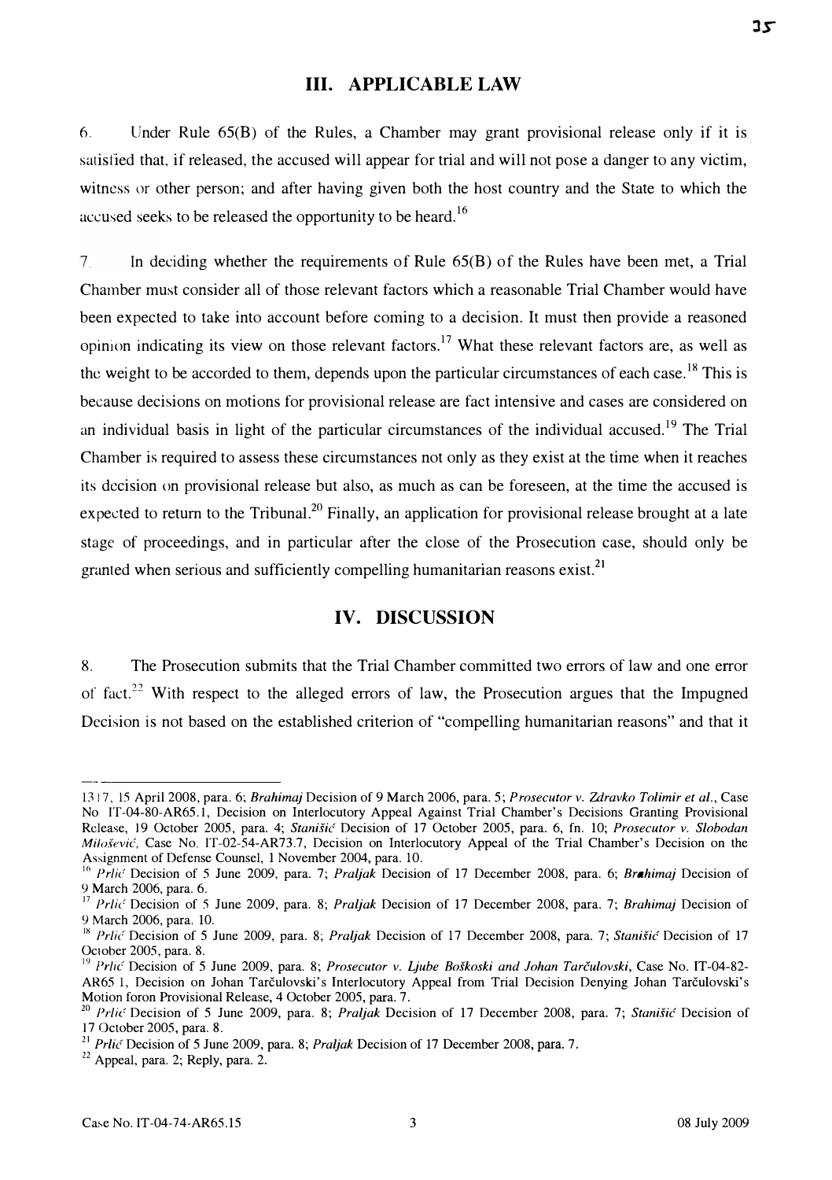## III. APPLICABLE LAW

6. Under Rule 65(B) of the Rules, a Chamber may grant provisional release only if it is satisfied that, if released, the accused will appear for trial and will not pose a danger to any victim, witness or other person; and after having given both the host country and the State to which the accused seeks to be released the opportunity to be heard.[16]

7. In deciding whether the requirements of Rule 65(B) of the Rules have been met, a Trial Chamber must consider all of those relevant factors which a reasonable Trial Chamber would have been expected to take into account before coming to a decision. It must then provide a reasoned opinion indicating its view on those relevant factors.[17] What these relevant factors are, as well as the weight to be accorded to them, depends upon the particular circumstances of each case.[18] This is because decisions on motions for provisional release are fact intensive and cases are considered on an individual basis in light of the particular circumstances of the individual accused.[19] The Trial Chamber is required to assess these circumstances not only as they exist at the time when it reaches its decision on provisional release but also, as much as can be foreseen, at the time the accused is expected to return to the Tribunal.[20] Finally, an application for provisional release brought at a late stage of proceedings, and in particular after the close of the Prosecution case, should only be granted when serious and sufficiently compelling humanitarian reasons exist.[21]

## IV. DISCUSSION

8. The Prosecution submits that the Trial Chamber committed two errors of law and one error of fact.[22] With respect to the alleged errors of law, the Prosecution argues that the Impugned Decision is not based on the established criterion of "compelling humanitarian reasons" and that it

---

1317, 15 April 2008, para. 6; *Brahimaj* Decision of 9 March 2006, para. 5; *Prosecutor v. Zdravko Tolimir et al.*, Case No IT-04-80-AR65.1, Decision on Interlocutory Appeal Against Trial Chamber's Decisions Granting Provisional Release, 19 October 2005, para. 4; *Stanišić* Decision of 17 October 2005, para. 6, fn. 10; *Prosecutor v. Slobodan Milošević*, Case No. IT-02-54-AR73.7, Decision on Interlocutory Appeal of the Trial Chamber's Decision on the Assignment of Defense Counsel, 1 November 2004, para. 10.

[16] *Prlić* Decision of 5 June 2009, para. 7; *Praljak* Decision of 17 December 2008, para. 6; *Brahimaj* Decision of 9 March 2006, para. 6.

[17] *Prlić* Decision of 5 June 2009, para. 8; *Praljak* Decision of 17 December 2008, para. 7; *Brahimaj* Decision of 9 March 2006, para. 10.

[18] *Prlić* Decision of 5 June 2009, para. 8; *Praljak* Decision of 17 December 2008, para. 7; *Stanišić* Decision of 17 October 2005, para. 8.

[19] *Prlić* Decision of 5 June 2009, para. 8; *Prosecutor v. Ljube Boškoski and Johan Tarčulovski*, Case No. IT-04-82-AR65.1, Decision on Johan Tarčulovski's Interlocutory Appeal from Trial Decision Denying Johan Tarčulovski's Motion foron Provisional Release, 4 October 2005, para. 7.

[20] *Prlić* Decision of 5 June 2009, para. 8; *Praljak* Decision of 17 December 2008, para. 7; *Stanišić* Decision of 17 October 2005, para. 8.

[21] *Prlić* Decision of 5 June 2009, para. 8; *Praljak* Decision of 17 December 2008, para. 7.

[22] Appeal, para. 2; Reply, para. 2.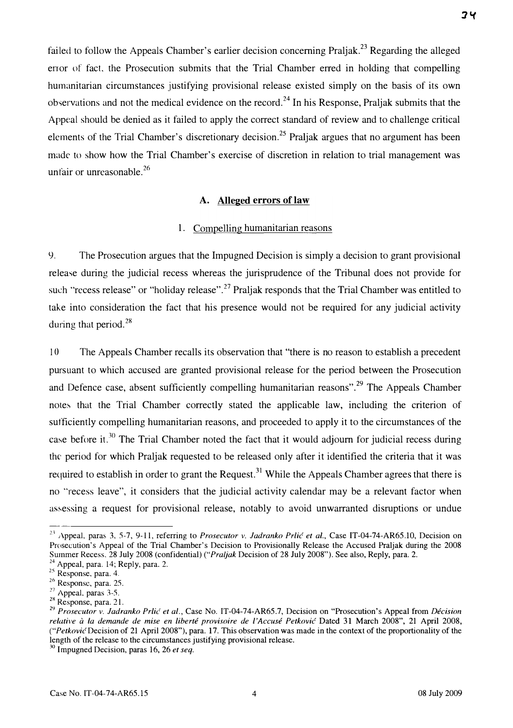failed to follow the Appeals Chamber's earlier decision concerning Praljak.[23] Regarding the alleged error of fact, the Prosecution submits that the Trial Chamber erred in holding that compelling humanitarian circumstances justifying provisional release existed simply on the basis of its own observations and not the medical evidence on the record.[24] In his Response, Praljak submits that the Appeal should be denied as it failed to apply the correct standard of review and to challenge critical elements of the Trial Chamber's discretionary decision.[25] Praljak argues that no argument has been made to show how the Trial Chamber's exercise of discretion in relation to trial management was unfair or unreasonable.[26]

## A. Alleged errors of law

### 1. Compelling humanitarian reasons

9. The Prosecution argues that the Impugned Decision is simply a decision to grant provisional release during the judicial recess whereas the jurisprudence of the Tribunal does not provide for such "recess release" or "holiday release".[27] Praljak responds that the Trial Chamber was entitled to take into consideration the fact that his presence would not be required for any judicial activity during that period.[28]

10. The Appeals Chamber recalls its observation that "there is no reason to establish a precedent pursuant to which accused are granted provisional release for the period between the Prosecution and Defence case, absent sufficiently compelling humanitarian reasons".[29] The Appeals Chamber notes that the Trial Chamber correctly stated the applicable law, including the criterion of sufficiently compelling humanitarian reasons, and proceeded to apply it to the circumstances of the case before it.[30] The Trial Chamber noted the fact that it would adjourn for judicial recess during the period for which Praljak requested to be released only after it identified the criteria that it was required to establish in order to grant the Request.[31] While the Appeals Chamber agrees that there is no "recess leave", it considers that the judicial activity calendar may be a relevant factor when assessing a request for provisional release, notably to avoid unwarranted disruptions or undue

---

[23] Appeal, paras 3, 5-7, 9-11, referring to *Prosecutor v. Jadranko Prlić et al.*, Case IT-04-74-AR65.10, Decision on Prosecution's Appeal of the Trial Chamber's Decision to Provisionally Release the Accused Praljak during the 2008 Summer Recess, 28 July 2008 (confidential) ("*Praljak* Decision of 28 July 2008"). See also, Reply, para. 2.

[24] Appeal, para. 14; Reply, para. 2.

[25] Response, para. 4.

[26] Response, para. 25.

[27] Appeal, paras 3-5.

[28] Response, para. 21.

[29] *Prosecutor v. Jadranko Prlić et al.*, Case No. IT-04-74-AR65.7, Decision on "Prosecution's Appeal from *Décision relative à la demande de mise en liberté provisoire de l'Accusé Petković* Dated 31 March 2008", 21 April 2008, ("*Petković* Decision of 21 April 2008"), para. 17. This observation was made in the context of the proportionality of the length of the release to the circumstances justifying provisional release.

[30] Impugned Decision, paras 16, 26 *et seq.*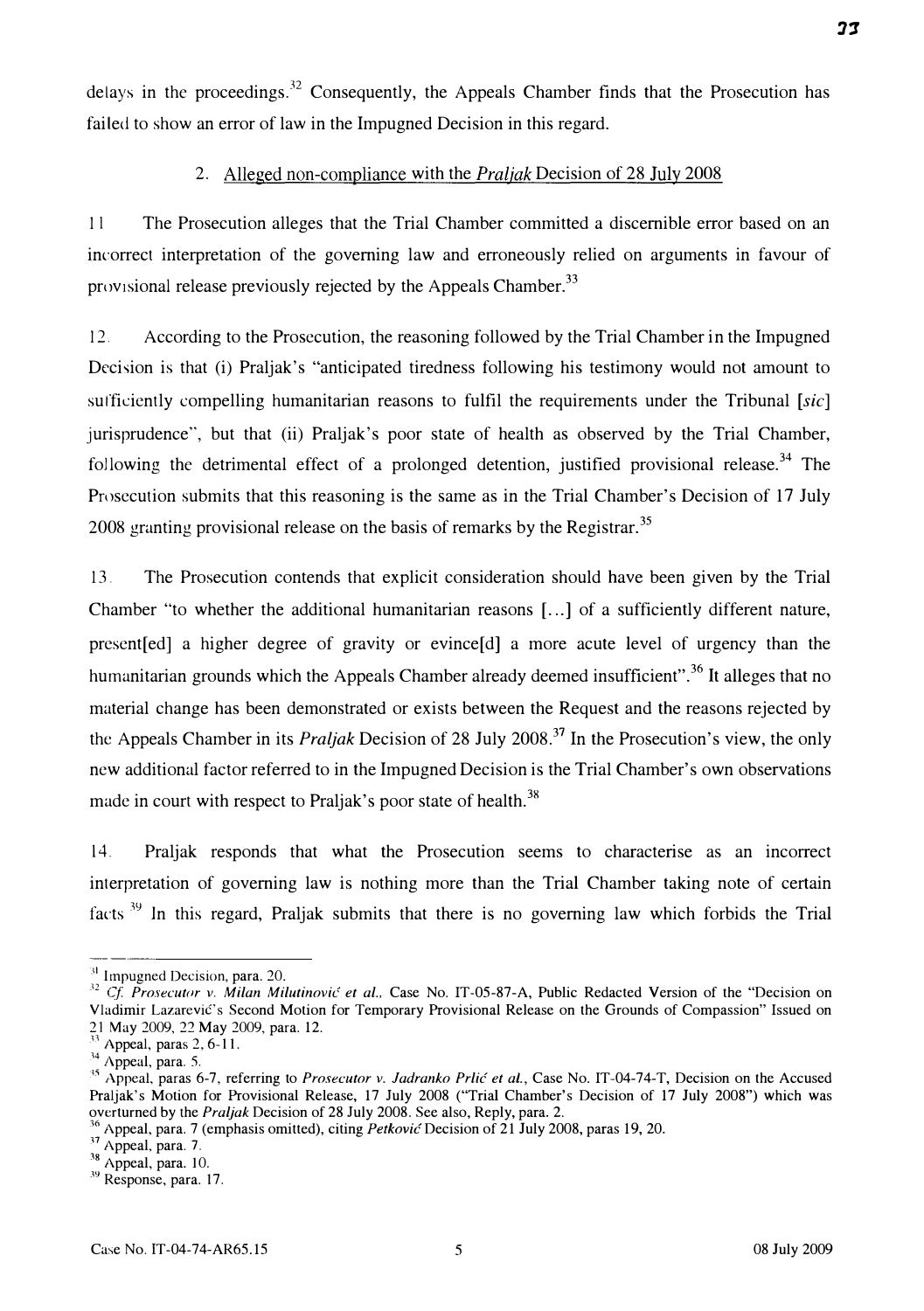delays in the proceedings.[32] Consequently, the Appeals Chamber finds that the Prosecution has failed to show an error of law in the Impugned Decision in this regard.

2. Alleged non-compliance with the *Praljak* Decision of 28 July 2008

11. The Prosecution alleges that the Trial Chamber committed a discernible error based on an incorrect interpretation of the governing law and erroneously relied on arguments in favour of provisional release previously rejected by the Appeals Chamber.[33]

12. According to the Prosecution, the reasoning followed by the Trial Chamber in the Impugned Decision is that (i) Praljak's "anticipated tiredness following his testimony would not amount to sufficiently compelling humanitarian reasons to fulfil the requirements under the Tribunal [*sic*] jurisprudence", but that (ii) Praljak's poor state of health as observed by the Trial Chamber, following the detrimental effect of a prolonged detention, justified provisional release.[34] The Prosecution submits that this reasoning is the same as in the Trial Chamber's Decision of 17 July 2008 granting provisional release on the basis of remarks by the Registrar.[35]

13. The Prosecution contends that explicit consideration should have been given by the Trial Chamber "to whether the additional humanitarian reasons [...] of a sufficiently different nature, present[ed] a higher degree of gravity or evince[d] a more acute level of urgency than the humanitarian grounds which the Appeals Chamber already deemed insufficient".[36] It alleges that no material change has been demonstrated or exists between the Request and the reasons rejected by the Appeals Chamber in its *Praljak* Decision of 28 July 2008.[37] In the Prosecution's view, the only new additional factor referred to in the Impugned Decision is the Trial Chamber's own observations made in court with respect to Praljak's poor state of health.[38]

14. Praljak responds that what the Prosecution seems to characterise as an incorrect interpretation of governing law is nothing more than the Trial Chamber taking note of certain facts.[39] In this regard, Praljak submits that there is no governing law which forbids the Trial

---

[31] Impugned Decision, para. 20.

[32] *Cf. Prosecutor v. Milan Milutinović et al.*, Case No. IT-05-87-A, Public Redacted Version of the "Decision on Vladimir Lazarević's Second Motion for Temporary Provisional Release on the Grounds of Compassion" Issued on 21 May 2009, 22 May 2009, para. 12.

[33] Appeal, paras 2, 6-11.

[34] Appeal, para. 5.

[35] Appeal, paras 6-7, referring to *Prosecutor v. Jadranko Prlić et al.*, Case No. IT-04-74-T, Decision on the Accused Praljak's Motion for Provisional Release, 17 July 2008 ("Trial Chamber's Decision of 17 July 2008") which was overturned by the *Praljak* Decision of 28 July 2008. See also, Reply, para. 2.

[36] Appeal, para. 7 (emphasis omitted), citing *Petković* Decision of 21 July 2008, paras 19, 20.

[37] Appeal, para. 7.

[38] Appeal, para. 10.

[39] Response, para. 17.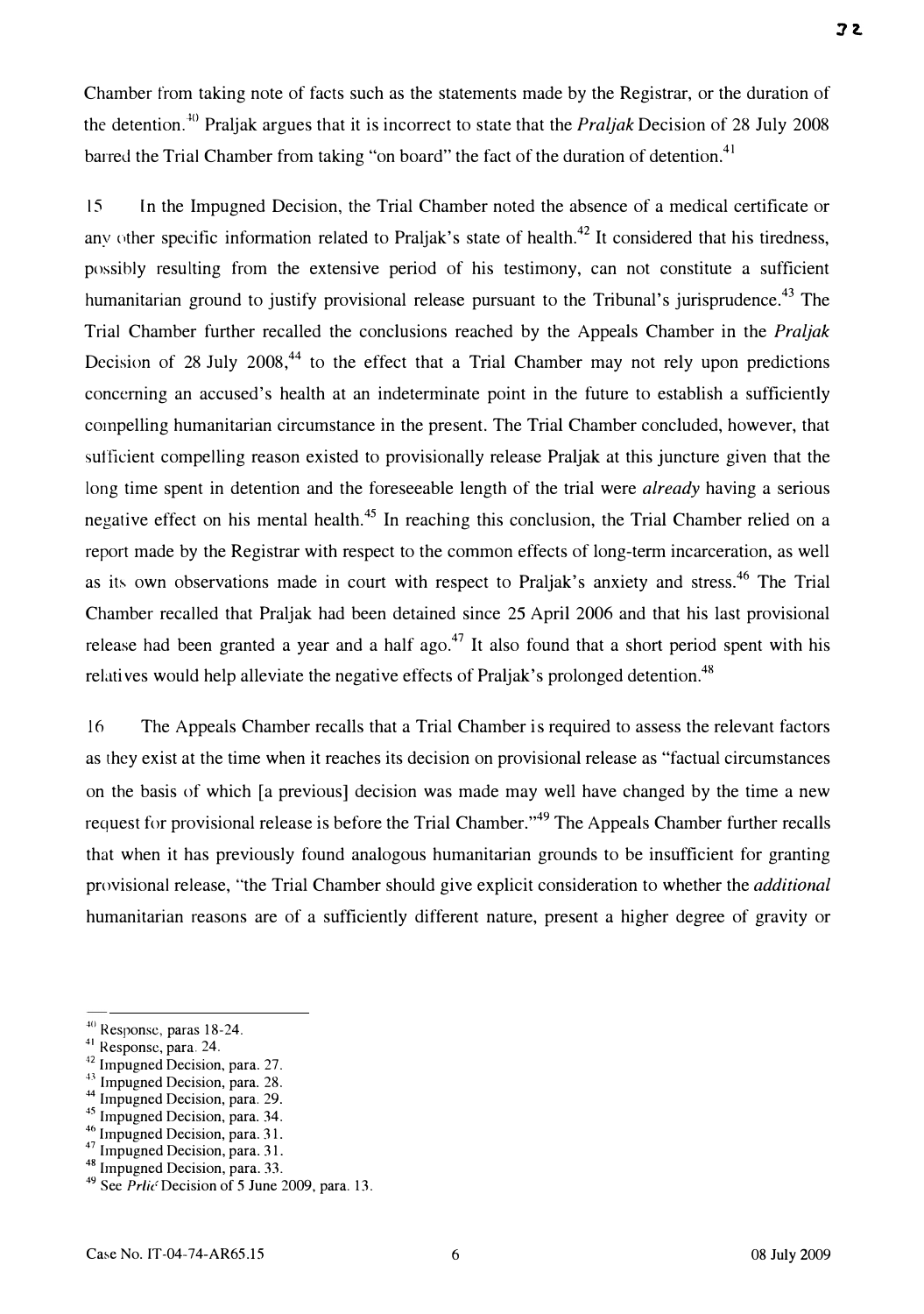Chamber from taking note of facts such as the statements made by the Registrar, or the duration of the detention.[40] Praljak argues that it is incorrect to state that the *Praljak* Decision of 28 July 2008 barred the Trial Chamber from taking "on board" the fact of the duration of detention.[41]

15 In the Impugned Decision, the Trial Chamber noted the absence of a medical certificate or any other specific information related to Praljak's state of health.[42] It considered that his tiredness, possibly resulting from the extensive period of his testimony, can not constitute a sufficient humanitarian ground to justify provisional release pursuant to the Tribunal's jurisprudence.[43] The Trial Chamber further recalled the conclusions reached by the Appeals Chamber in the *Praljak* Decision of 28 July 2008,[44] to the effect that a Trial Chamber may not rely upon predictions concerning an accused's health at an indeterminate point in the future to establish a sufficiently compelling humanitarian circumstance in the present. The Trial Chamber concluded, however, that sufficient compelling reason existed to provisionally release Praljak at this juncture given that the long time spent in detention and the foreseeable length of the trial were *already* having a serious negative effect on his mental health.[45] In reaching this conclusion, the Trial Chamber relied on a report made by the Registrar with respect to the common effects of long-term incarceration, as well as its own observations made in court with respect to Praljak's anxiety and stress.[46] The Trial Chamber recalled that Praljak had been detained since 25 April 2006 and that his last provisional release had been granted a year and a half ago.[47] It also found that a short period spent with his relatives would help alleviate the negative effects of Praljak's prolonged detention.[48]

16 The Appeals Chamber recalls that a Trial Chamber is required to assess the relevant factors as they exist at the time when it reaches its decision on provisional release as "factual circumstances on the basis of which [a previous] decision was made may well have changed by the time a new request for provisional release is before the Trial Chamber."[49] The Appeals Chamber further recalls that when it has previously found analogous humanitarian grounds to be insufficient for granting provisional release, "the Trial Chamber should give explicit consideration to whether the *additional* humanitarian reasons are of a sufficiently different nature, present a higher degree of gravity or

---

[40] Response, paras 18-24.
[41] Response, para. 24.
[42] Impugned Decision, para. 27.
[43] Impugned Decision, para. 28.
[44] Impugned Decision, para. 29.
[45] Impugned Decision, para. 34.
[46] Impugned Decision, para. 31.
[47] Impugned Decision, para. 31.
[48] Impugned Decision, para. 33.
[49] See *Prlić* Decision of 5 June 2009, para. 13.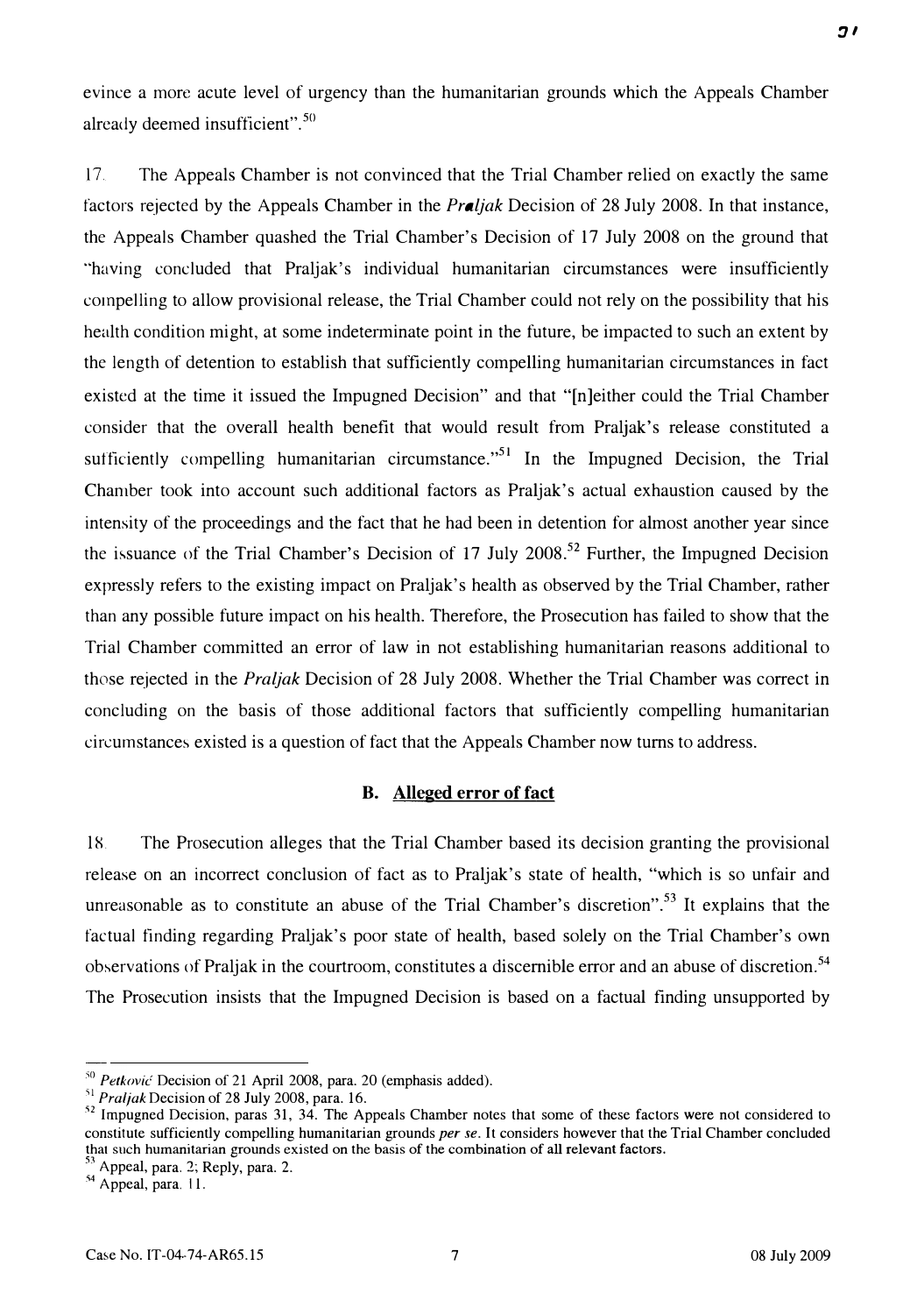evince a more acute level of urgency than the humanitarian grounds which the Appeals Chamber already deemed insufficient".[50]

17. The Appeals Chamber is not convinced that the Trial Chamber relied on exactly the same factors rejected by the Appeals Chamber in the *Praljak* Decision of 28 July 2008. In that instance, the Appeals Chamber quashed the Trial Chamber's Decision of 17 July 2008 on the ground that "having concluded that Praljak's individual humanitarian circumstances were insufficiently compelling to allow provisional release, the Trial Chamber could not rely on the possibility that his health condition might, at some indeterminate point in the future, be impacted to such an extent by the length of detention to establish that sufficiently compelling humanitarian circumstances in fact existed at the time it issued the Impugned Decision" and that "[n]either could the Trial Chamber consider that the overall health benefit that would result from Praljak's release constituted a sufficiently compelling humanitarian circumstance."[51] In the Impugned Decision, the Trial Chamber took into account such additional factors as Praljak's actual exhaustion caused by the intensity of the proceedings and the fact that he had been in detention for almost another year since the issuance of the Trial Chamber's Decision of 17 July 2008.[52] Further, the Impugned Decision expressly refers to the existing impact on Praljak's health as observed by the Trial Chamber, rather than any possible future impact on his health. Therefore, the Prosecution has failed to show that the Trial Chamber committed an error of law in not establishing humanitarian reasons additional to those rejected in the *Praljak* Decision of 28 July 2008. Whether the Trial Chamber was correct in concluding on the basis of those additional factors that sufficiently compelling humanitarian circumstances existed is a question of fact that the Appeals Chamber now turns to address.

### B. Alleged error of fact

18. The Prosecution alleges that the Trial Chamber based its decision granting the provisional release on an incorrect conclusion of fact as to Praljak's state of health, "which is so unfair and unreasonable as to constitute an abuse of the Trial Chamber's discretion".[53] It explains that the factual finding regarding Praljak's poor state of health, based solely on the Trial Chamber's own observations of Praljak in the courtroom, constitutes a discernible error and an abuse of discretion.[54] The Prosecution insists that the Impugned Decision is based on a factual finding unsupported by

---

[50] *Petković* Decision of 21 April 2008, para. 20 (emphasis added).

[51] *Praljak* Decision of 28 July 2008, para. 16.

[52] Impugned Decision, paras 31, 34. The Appeals Chamber notes that some of these factors were not considered to constitute sufficiently compelling humanitarian grounds *per se*. It considers however that the Trial Chamber concluded that such humanitarian grounds existed on the basis of the combination of all relevant factors.

[53] Appeal, para. 2; Reply, para. 2.

[54] Appeal, para. 11.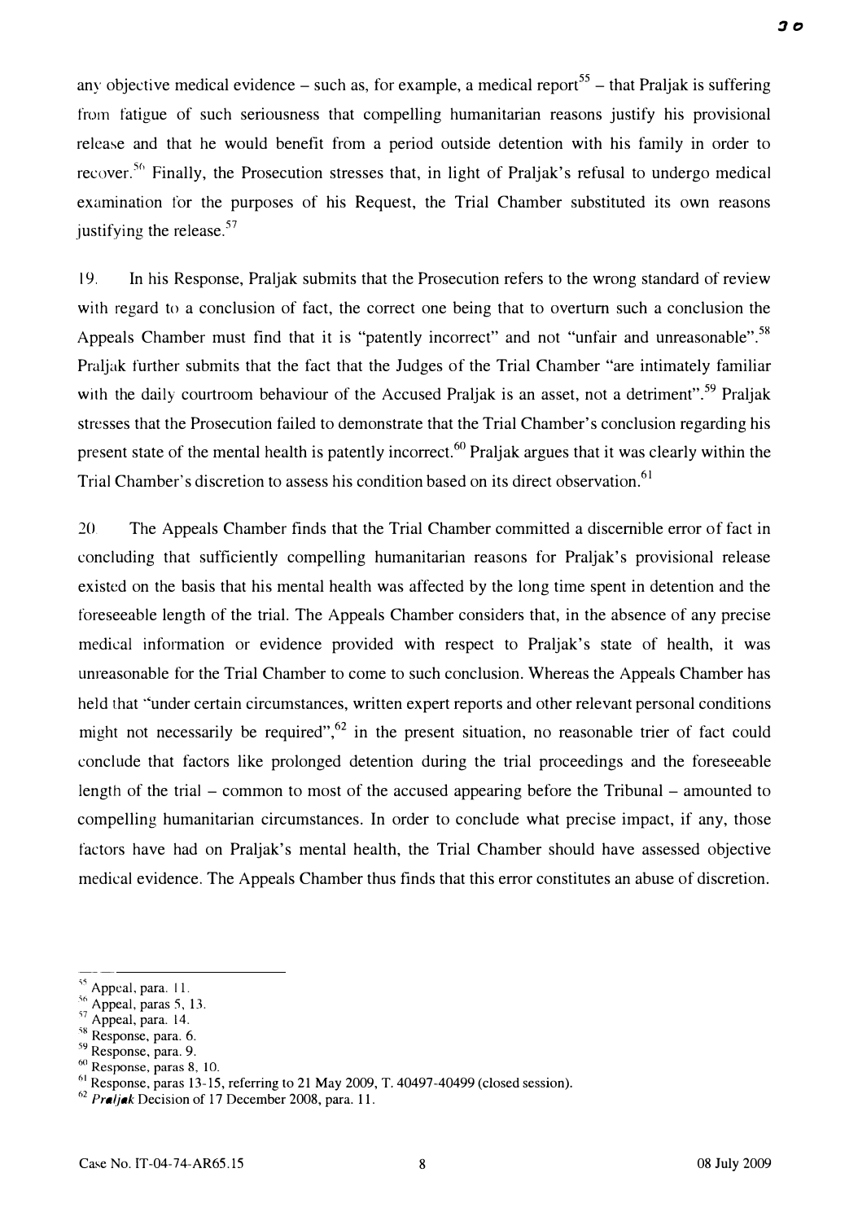any objective medical evidence – such as, for example, a medical report[55] – that Praljak is suffering from fatigue of such seriousness that compelling humanitarian reasons justify his provisional release and that he would benefit from a period outside detention with his family in order to recover.[56] Finally, the Prosecution stresses that, in light of Praljak's refusal to undergo medical examination for the purposes of his Request, the Trial Chamber substituted its own reasons justifying the release.[57]

19. In his Response, Praljak submits that the Prosecution refers to the wrong standard of review with regard to a conclusion of fact, the correct one being that to overturn such a conclusion the Appeals Chamber must find that it is "patently incorrect" and not "unfair and unreasonable".[58] Praljak further submits that the fact that the Judges of the Trial Chamber "are intimately familiar with the daily courtroom behaviour of the Accused Praljak is an asset, not a detriment".[59] Praljak stresses that the Prosecution failed to demonstrate that the Trial Chamber's conclusion regarding his present state of the mental health is patently incorrect.[60] Praljak argues that it was clearly within the Trial Chamber's discretion to assess his condition based on its direct observation.[61]

20. The Appeals Chamber finds that the Trial Chamber committed a discernible error of fact in concluding that sufficiently compelling humanitarian reasons for Praljak's provisional release existed on the basis that his mental health was affected by the long time spent in detention and the foreseeable length of the trial. The Appeals Chamber considers that, in the absence of any precise medical information or evidence provided with respect to Praljak's state of health, it was unreasonable for the Trial Chamber to come to such conclusion. Whereas the Appeals Chamber has held that "under certain circumstances, written expert reports and other relevant personal conditions might not necessarily be required",[62] in the present situation, no reasonable trier of fact could conclude that factors like prolonged detention during the trial proceedings and the foreseeable length of the trial – common to most of the accused appearing before the Tribunal – amounted to compelling humanitarian circumstances. In order to conclude what precise impact, if any, those factors have had on Praljak's mental health, the Trial Chamber should have assessed objective medical evidence. The Appeals Chamber thus finds that this error constitutes an abuse of discretion.

---

[55] Appeal, para. 11.
[56] Appeal, paras 5, 13.
[57] Appeal, para. 14.
[58] Response, para. 6.
[59] Response, para. 9.
[60] Response, paras 8, 10.
[61] Response, paras 13-15, referring to 21 May 2009, T. 40497-40499 (closed session).
[62] *Praljak* Decision of 17 December 2008, para. 11.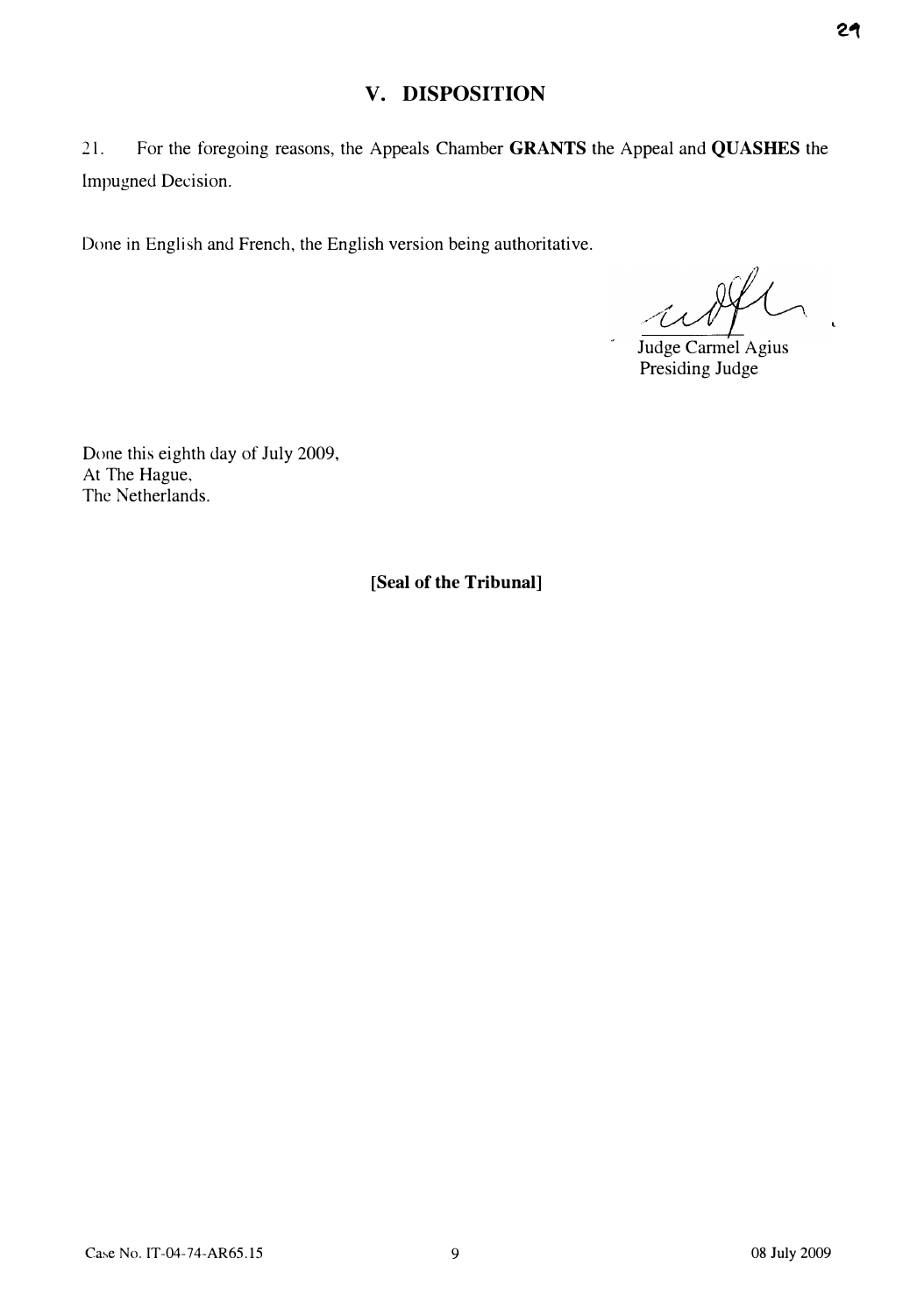## V. DISPOSITION

21. For the foregoing reasons, the Appeals Chamber **GRANTS** the Appeal and **QUASHES** the Impugned Decision.

Done in English and French, the English version being authoritative.

Judge Carmel Agius
Presiding Judge

Done this eighth day of July 2009,
At The Hague,
The Netherlands.

**[Seal of the Tribunal]**